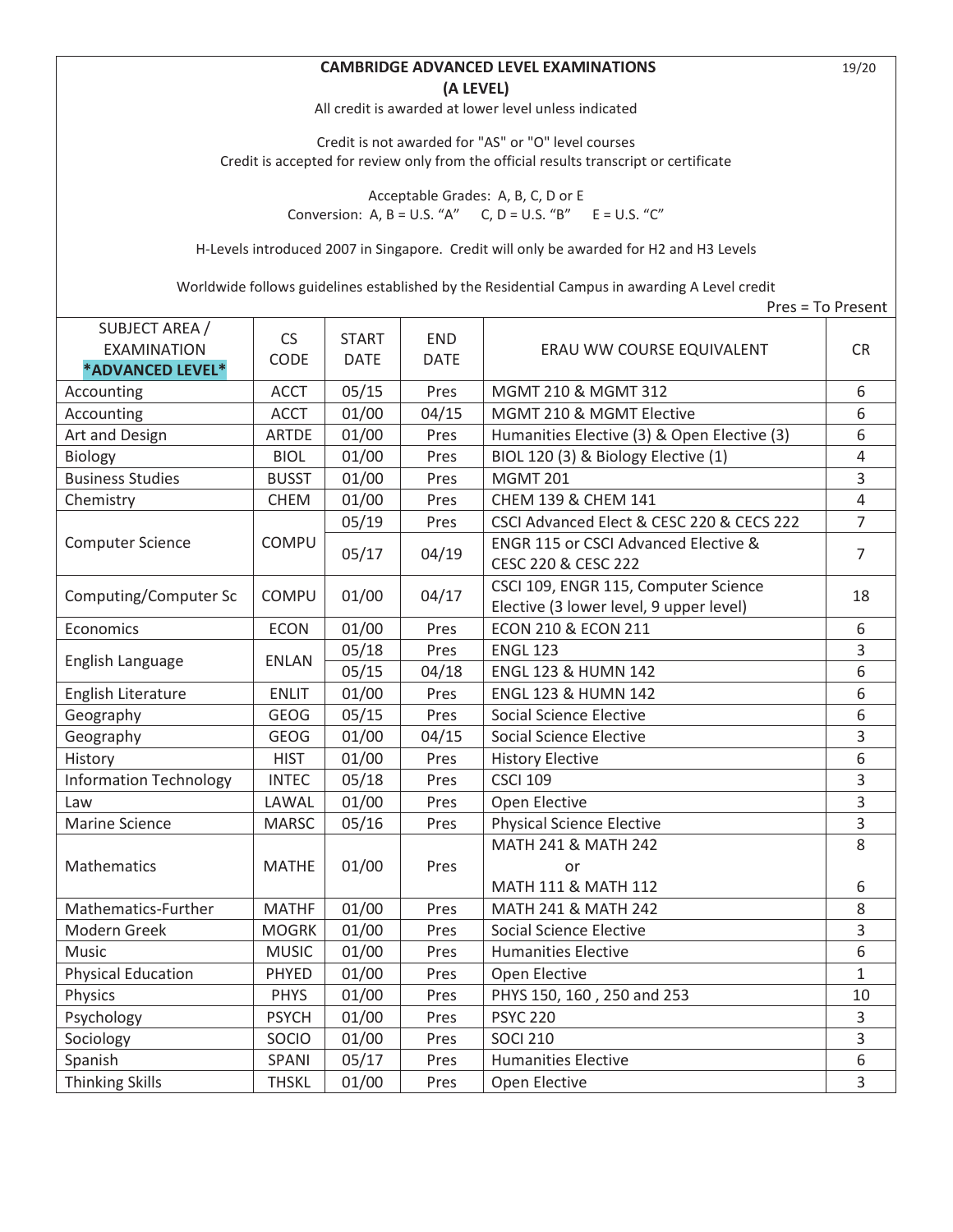# CAMBRIDGE ADVANCED LEVEL EXAMINATIONS
## (A LEVEL)

All credit is awarded at lower level unless indicated

Credit is not awarded for "AS" or "O" level courses
Credit is accepted for review only from the official results transcript or certificate

Acceptable Grades: A, B, C, D or E
Conversion: A, B = U.S. "A" C, D = U.S. "B" E = U.S. "C"

H-Levels introduced 2007 in Singapore. Credit will only be awarded for H2 and H3 Levels

Worldwide follows guidelines established by the Residential Campus in awarding A Level credit

Pres = To Present

| SUBJECT AREA / EXAMINATION *ADVANCED LEVEL* | CS CODE | START DATE | END DATE | ERAU WW COURSE EQUIVALENT | CR |
|---|---|---|---|---|---|
| Accounting | ACCT | 05/15 | Pres | MGMT 210 & MGMT 312 | 6 |
| Accounting | ACCT | 01/00 | 04/15 | MGMT 210 & MGMT Elective | 6 |
| Art and Design | ARTDE | 01/00 | Pres | Humanities Elective (3) & Open Elective (3) | 6 |
| Biology | BIOL | 01/00 | Pres | BIOL 120 (3) & Biology Elective (1) | 4 |
| Business Studies | BUSST | 01/00 | Pres | MGMT 201 | 3 |
| Chemistry | CHEM | 01/00 | Pres | CHEM 139 & CHEM 141 | 4 |
| Computer Science | COMPU | 05/19 | Pres | CSCI Advanced Elect & CESC 220 & CECS 222 | 7 |
| | | 05/17 | 04/19 | ENGR 115 or CSCI Advanced Elective & CESC 220 & CESC 222 | 7 |
| Computing/Computer Sc | COMPU | 01/00 | 04/17 | CSCI 109, ENGR 115, Computer Science Elective (3 lower level, 9 upper level) | 18 |
| Economics | ECON | 01/00 | Pres | ECON 210 & ECON 211 | 6 |
| English Language | ENLAN | 05/18 | Pres | ENGL 123 | 3 |
| | | 05/15 | 04/18 | ENGL 123 & HUMN 142 | 6 |
| English Literature | ENLIT | 01/00 | Pres | ENGL 123 & HUMN 142 | 6 |
| Geography | GEOG | 05/15 | Pres | Social Science Elective | 6 |
| Geography | GEOG | 01/00 | 04/15 | Social Science Elective | 3 |
| History | HIST | 01/00 | Pres | History Elective | 6 |
| Information Technology | INTEC | 05/18 | Pres | CSCI 109 | 3 |
| Law | LAWAL | 01/00 | Pres | Open Elective | 3 |
| Marine Science | MARSC | 05/16 | Pres | Physical Science Elective | 3 |
| Mathematics | MATHE | 01/00 | Pres | MATH 241 & MATH 242 or MATH 111 & MATH 112 | 8 or 6 |
| Mathematics-Further | MATHF | 01/00 | Pres | MATH 241 & MATH 242 | 8 |
| Modern Greek | MOGRK | 01/00 | Pres | Social Science Elective | 3 |
| Music | MUSIC | 01/00 | Pres | Humanities Elective | 6 |
| Physical Education | PHYED | 01/00 | Pres | Open Elective | 1 |
| Physics | PHYS | 01/00 | Pres | PHYS 150, 160 , 250 and 253 | 10 |
| Psychology | PSYCH | 01/00 | Pres | PSYC 220 | 3 |
| Sociology | SOCIO | 01/00 | Pres | SOCI 210 | 3 |
| Spanish | SPANI | 05/17 | Pres | Humanities Elective | 6 |
| Thinking Skills | THSKL | 01/00 | Pres | Open Elective | 3 |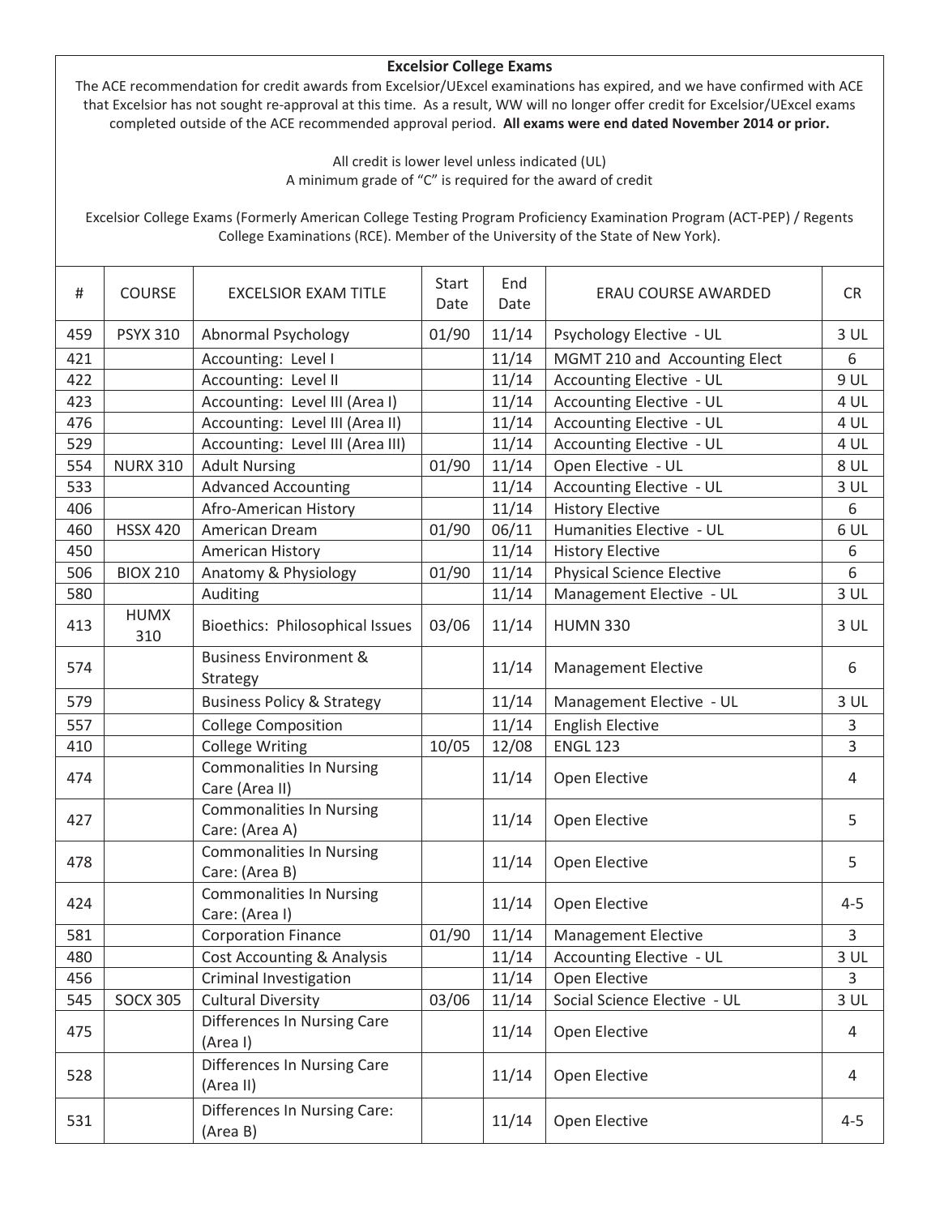**Excelsior College Exams**

The ACE recommendation for credit awards from Excelsior/UExcel examinations has expired, and we have confirmed with ACE that Excelsior has not sought re-approval at this time. As a result, WW will no longer offer credit for Excelsior/UExcel exams completed outside of the ACE recommended approval period. **All exams were end dated November 2014 or prior.**

All credit is lower level unless indicated (UL)
A minimum grade of "C" is required for the award of credit

Excelsior College Exams (Formerly American College Testing Program Proficiency Examination Program (ACT-PEP) / Regents College Examinations (RCE). Member of the University of the State of New York).

| # | COURSE | EXCELSIOR EXAM TITLE | Start Date | End Date | ERAU COURSE AWARDED | CR |
|---|---|---|---|---|---|---|
| 459 | PSYX 310 | Abnormal Psychology | 01/90 | 11/14 | Psychology Elective - UL | 3 UL |
| 421 | | Accounting: Level I | | 11/14 | MGMT 210 and Accounting Elect | 6 |
| 422 | | Accounting: Level II | | 11/14 | Accounting Elective - UL | 9 UL |
| 423 | | Accounting: Level III (Area I) | | 11/14 | Accounting Elective - UL | 4 UL |
| 476 | | Accounting: Level III (Area II) | | 11/14 | Accounting Elective - UL | 4 UL |
| 529 | | Accounting: Level III (Area III) | | 11/14 | Accounting Elective - UL | 4 UL |
| 554 | NURX 310 | Adult Nursing | 01/90 | 11/14 | Open Elective - UL | 8 UL |
| 533 | | Advanced Accounting | | 11/14 | Accounting Elective - UL | 3 UL |
| 406 | | Afro-American History | | 11/14 | History Elective | 6 |
| 460 | HSSX 420 | American Dream | 01/90 | 06/11 | Humanities Elective - UL | 6 UL |
| 450 | | American History | | 11/14 | History Elective | 6 |
| 506 | BIOX 210 | Anatomy & Physiology | 01/90 | 11/14 | Physical Science Elective | 6 |
| 580 | | Auditing | | 11/14 | Management Elective - UL | 3 UL |
| 413 | HUMX 310 | Bioethics: Philosophical Issues | 03/06 | 11/14 | HUMN 330 | 3 UL |
| 574 | | Business Environment & Strategy | | 11/14 | Management Elective | 6 |
| 579 | | Business Policy & Strategy | | 11/14 | Management Elective - UL | 3 UL |
| 557 | | College Composition | | 11/14 | English Elective | 3 |
| 410 | | College Writing | 10/05 | 12/08 | ENGL 123 | 3 |
| 474 | | Commonalities In Nursing Care (Area II) | | 11/14 | Open Elective | 4 |
| 427 | | Commonalities In Nursing Care: (Area A) | | 11/14 | Open Elective | 5 |
| 478 | | Commonalities In Nursing Care: (Area B) | | 11/14 | Open Elective | 5 |
| 424 | | Commonalities In Nursing Care: (Area I) | | 11/14 | Open Elective | 4-5 |
| 581 | | Corporation Finance | 01/90 | 11/14 | Management Elective | 3 |
| 480 | | Cost Accounting & Analysis | | 11/14 | Accounting Elective - UL | 3 UL |
| 456 | | Criminal Investigation | | 11/14 | Open Elective | 3 |
| 545 | SOCX 305 | Cultural Diversity | 03/06 | 11/14 | Social Science Elective - UL | 3 UL |
| 475 | | Differences In Nursing Care (Area I) | | 11/14 | Open Elective | 4 |
| 528 | | Differences In Nursing Care (Area II) | | 11/14 | Open Elective | 4 |
| 531 | | Differences In Nursing Care: (Area B) | | 11/14 | Open Elective | 4-5 |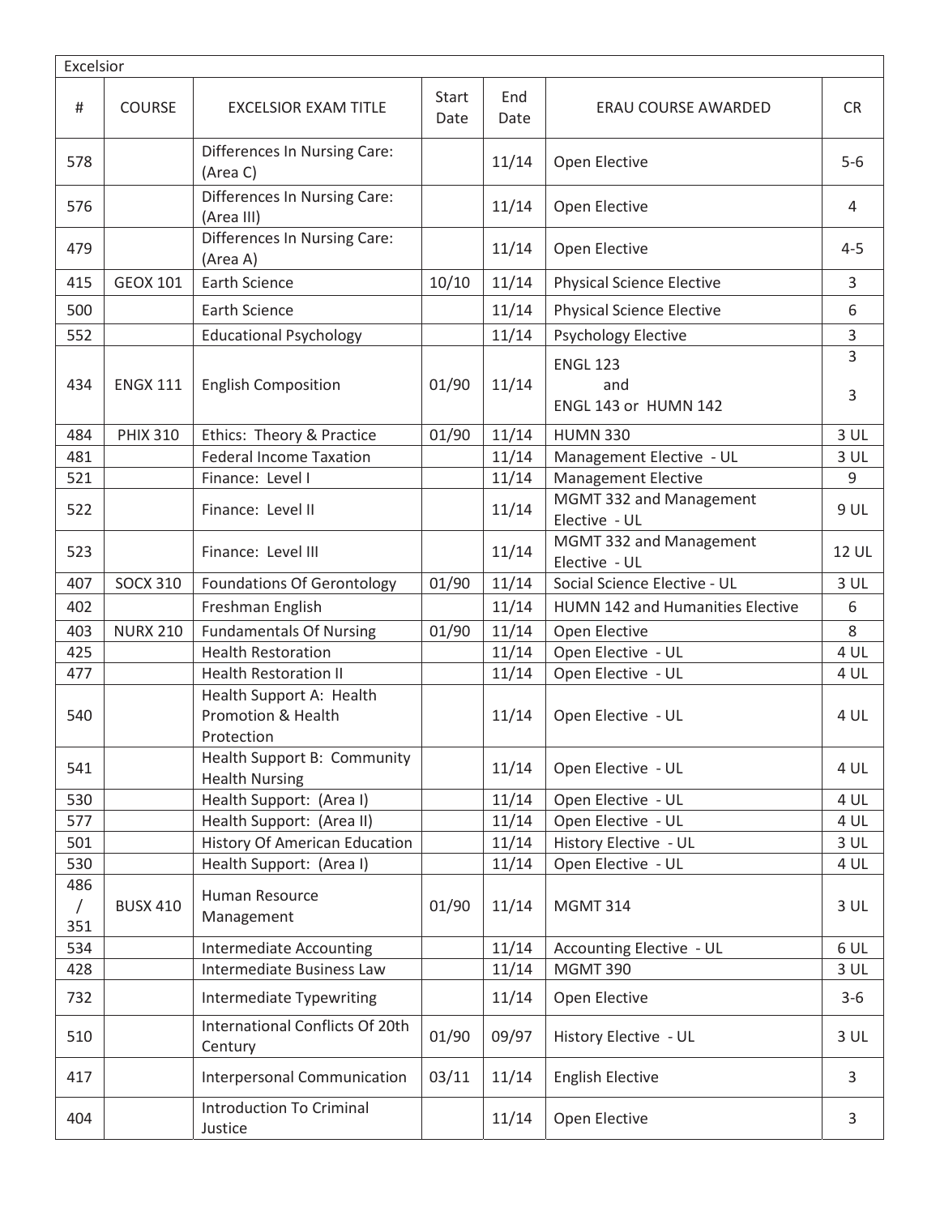| Excelsior | | | | | | |
|---|---|---|---|---|---|---|
| # | COURSE | EXCELSIOR EXAM TITLE | Start Date | End Date | ERAU COURSE AWARDED | CR |
| 578 | | Differences In Nursing Care: (Area C) | | 11/14 | Open Elective | 5-6 |
| 576 | | Differences In Nursing Care: (Area III) | | 11/14 | Open Elective | 4 |
| 479 | | Differences In Nursing Care: (Area A) | | 11/14 | Open Elective | 4-5 |
| 415 | GEOX 101 | Earth Science | 10/10 | 11/14 | Physical Science Elective | 3 |
| 500 | | Earth Science | | 11/14 | Physical Science Elective | 6 |
| 552 | | Educational Psychology | | 11/14 | Psychology Elective | 3 |
| 434 | ENGX 111 | English Composition | 01/90 | 11/14 | ENGL 123 and ENGL 143 or HUMN 142 | 3 3 |
| 484 | PHIX 310 | Ethics: Theory & Practice | 01/90 | 11/14 | HUMN 330 | 3 UL |
| 481 | | Federal Income Taxation | | 11/14 | Management Elective - UL | 3 UL |
| 521 | | Finance: Level I | | 11/14 | Management Elective | 9 |
| 522 | | Finance: Level II | | 11/14 | MGMT 332 and Management Elective - UL | 9 UL |
| 523 | | Finance: Level III | | 11/14 | MGMT 332 and Management Elective - UL | 12 UL |
| 407 | SOCX 310 | Foundations Of Gerontology | 01/90 | 11/14 | Social Science Elective - UL | 3 UL |
| 402 | | Freshman English | | 11/14 | HUMN 142 and Humanities Elective | 6 |
| 403 | NURX 210 | Fundamentals Of Nursing | 01/90 | 11/14 | Open Elective | 8 |
| 425 | | Health Restoration | | 11/14 | Open Elective - UL | 4 UL |
| 477 | | Health Restoration II | | 11/14 | Open Elective - UL | 4 UL |
| 540 | | Health Support A: Health Promotion & Health Protection | | 11/14 | Open Elective - UL | 4 UL |
| 541 | | Health Support B: Community Health Nursing | | 11/14 | Open Elective - UL | 4 UL |
| 530 | | Health Support: (Area I) | | 11/14 | Open Elective - UL | 4 UL |
| 577 | | Health Support: (Area II) | | 11/14 | Open Elective - UL | 4 UL |
| 501 | | History Of American Education | | 11/14 | History Elective - UL | 3 UL |
| 530 | | Health Support: (Area I) | | 11/14 | Open Elective - UL | 4 UL |
| 486 / 351 | BUSX 410 | Human Resource Management | 01/90 | 11/14 | MGMT 314 | 3 UL |
| 534 | | Intermediate Accounting | | 11/14 | Accounting Elective - UL | 6 UL |
| 428 | | Intermediate Business Law | | 11/14 | MGMT 390 | 3 UL |
| 732 | | Intermediate Typewriting | | 11/14 | Open Elective | 3-6 |
| 510 | | International Conflicts Of 20th Century | 01/90 | 09/97 | History Elective - UL | 3 UL |
| 417 | | Interpersonal Communication | 03/11 | 11/14 | English Elective | 3 |
| 404 | | Introduction To Criminal Justice | | 11/14 | Open Elective | 3 |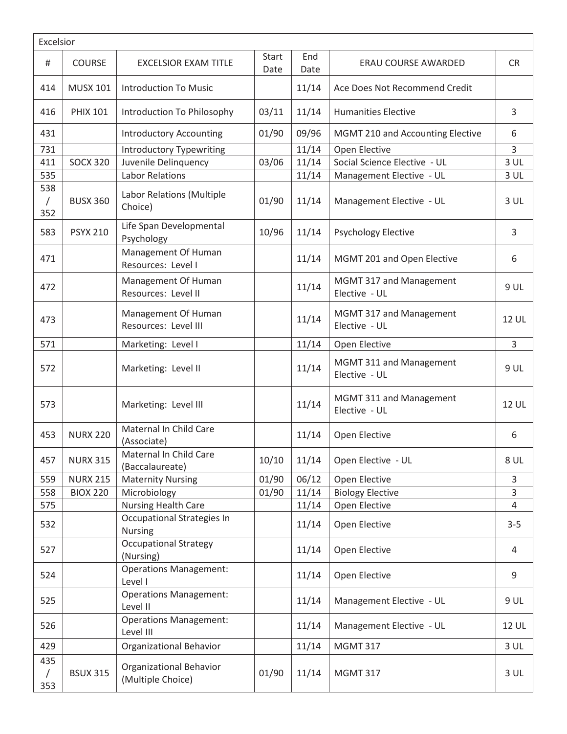| Excelsior | | | | | | |
|---|---|---|---|---|---|---|
| # | COURSE | EXCELSIOR EXAM TITLE | Start Date | End Date | ERAU COURSE AWARDED | CR |
| 414 | MUSX 101 | Introduction To Music | | 11/14 | Ace Does Not Recommend Credit | |
| 416 | PHIX 101 | Introduction To Philosophy | 03/11 | 11/14 | Humanities Elective | 3 |
| 431 | | Introductory Accounting | 01/90 | 09/96 | MGMT 210 and Accounting Elective | 6 |
| 731 | | Introductory Typewriting | | 11/14 | Open Elective | 3 |
| 411 | SOCX 320 | Juvenile Delinquency | 03/06 | 11/14 | Social Science Elective - UL | 3 UL |
| 535 | | Labor Relations | | 11/14 | Management Elective - UL | 3 UL |
| 538 / 352 | BUSX 360 | Labor Relations (Multiple Choice) | 01/90 | 11/14 | Management Elective - UL | 3 UL |
| 583 | PSYX 210 | Life Span Developmental Psychology | 10/96 | 11/14 | Psychology Elective | 3 |
| 471 | | Management Of Human Resources: Level I | | 11/14 | MGMT 201 and Open Elective | 6 |
| 472 | | Management Of Human Resources: Level II | | 11/14 | MGMT 317 and Management Elective - UL | 9 UL |
| 473 | | Management Of Human Resources: Level III | | 11/14 | MGMT 317 and Management Elective - UL | 12 UL |
| 571 | | Marketing: Level I | | 11/14 | Open Elective | 3 |
| 572 | | Marketing: Level II | | 11/14 | MGMT 311 and Management Elective - UL | 9 UL |
| 573 | | Marketing: Level III | | 11/14 | MGMT 311 and Management Elective - UL | 12 UL |
| 453 | NURX 220 | Maternal In Child Care (Associate) | | 11/14 | Open Elective | 6 |
| 457 | NURX 315 | Maternal In Child Care (Baccalaureate) | 10/10 | 11/14 | Open Elective - UL | 8 UL |
| 559 | NURX 215 | Maternity Nursing | 01/90 | 06/12 | Open Elective | 3 |
| 558 | BIOX 220 | Microbiology | 01/90 | 11/14 | Biology Elective | 3 |
| 575 | | Nursing Health Care | | 11/14 | Open Elective | 4 |
| 532 | | Occupational Strategies In Nursing | | 11/14 | Open Elective | 3-5 |
| 527 | | Occupational Strategy (Nursing) | | 11/14 | Open Elective | 4 |
| 524 | | Operations Management: Level I | | 11/14 | Open Elective | 9 |
| 525 | | Operations Management: Level II | | 11/14 | Management Elective - UL | 9 UL |
| 526 | | Operations Management: Level III | | 11/14 | Management Elective - UL | 12 UL |
| 429 | | Organizational Behavior | | 11/14 | MGMT 317 | 3 UL |
| 435 / 353 | BSUX 315 | Organizational Behavior (Multiple Choice) | 01/90 | 11/14 | MGMT 317 | 3 UL |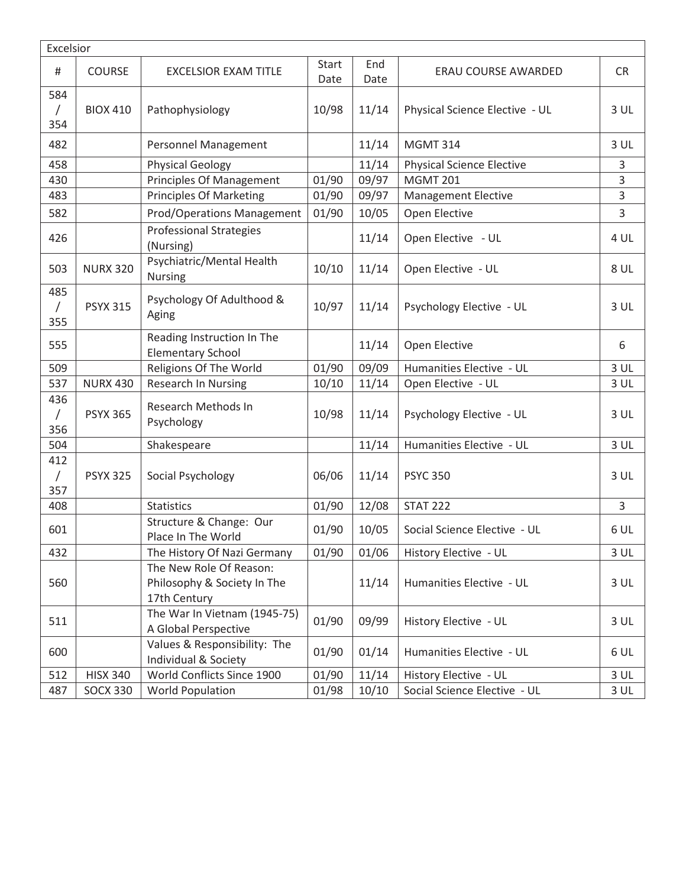| Excelsior | | | | | | |
|---|---|---|---|---|---|---|
| # | COURSE | EXCELSIOR EXAM TITLE | Start Date | End Date | ERAU COURSE AWARDED | CR |
| 584 / 354 | BIOX 410 | Pathophysiology | 10/98 | 11/14 | Physical Science Elective - UL | 3 UL |
| 482 | | Personnel Management | | 11/14 | MGMT 314 | 3 UL |
| 458 | | Physical Geology | | 11/14 | Physical Science Elective | 3 |
| 430 | | Principles Of Management | 01/90 | 09/97 | MGMT 201 | 3 |
| 483 | | Principles Of Marketing | 01/90 | 09/97 | Management Elective | 3 |
| 582 | | Prod/Operations Management | 01/90 | 10/05 | Open Elective | 3 |
| 426 | | Professional Strategies (Nursing) | | 11/14 | Open Elective - UL | 4 UL |
| 503 | NURX 320 | Psychiatric/Mental Health Nursing | 10/10 | 11/14 | Open Elective - UL | 8 UL |
| 485 / 355 | PSYX 315 | Psychology Of Adulthood & Aging | 10/97 | 11/14 | Psychology Elective - UL | 3 UL |
| 555 | | Reading Instruction In The Elementary School | | 11/14 | Open Elective | 6 |
| 509 | | Religions Of The World | 01/90 | 09/09 | Humanities Elective - UL | 3 UL |
| 537 | NURX 430 | Research In Nursing | 10/10 | 11/14 | Open Elective - UL | 3 UL |
| 436 / 356 | PSYX 365 | Research Methods In Psychology | 10/98 | 11/14 | Psychology Elective - UL | 3 UL |
| 504 | | Shakespeare | | 11/14 | Humanities Elective - UL | 3 UL |
| 412 / 357 | PSYX 325 | Social Psychology | 06/06 | 11/14 | PSYC 350 | 3 UL |
| 408 | | Statistics | 01/90 | 12/08 | STAT 222 | 3 |
| 601 | | Structure & Change: Our Place In The World | 01/90 | 10/05 | Social Science Elective - UL | 6 UL |
| 432 | | The History Of Nazi Germany | 01/90 | 01/06 | History Elective - UL | 3 UL |
| 560 | | The New Role Of Reason: Philosophy & Society In The 17th Century | | 11/14 | Humanities Elective - UL | 3 UL |
| 511 | | The War In Vietnam (1945-75) A Global Perspective | 01/90 | 09/99 | History Elective - UL | 3 UL |
| 600 | | Values & Responsibility: The Individual & Society | 01/90 | 01/14 | Humanities Elective - UL | 6 UL |
| 512 | HISX 340 | World Conflicts Since 1900 | 01/90 | 11/14 | History Elective - UL | 3 UL |
| 487 | SOCX 330 | World Population | 01/98 | 10/10 | Social Science Elective - UL | 3 UL |